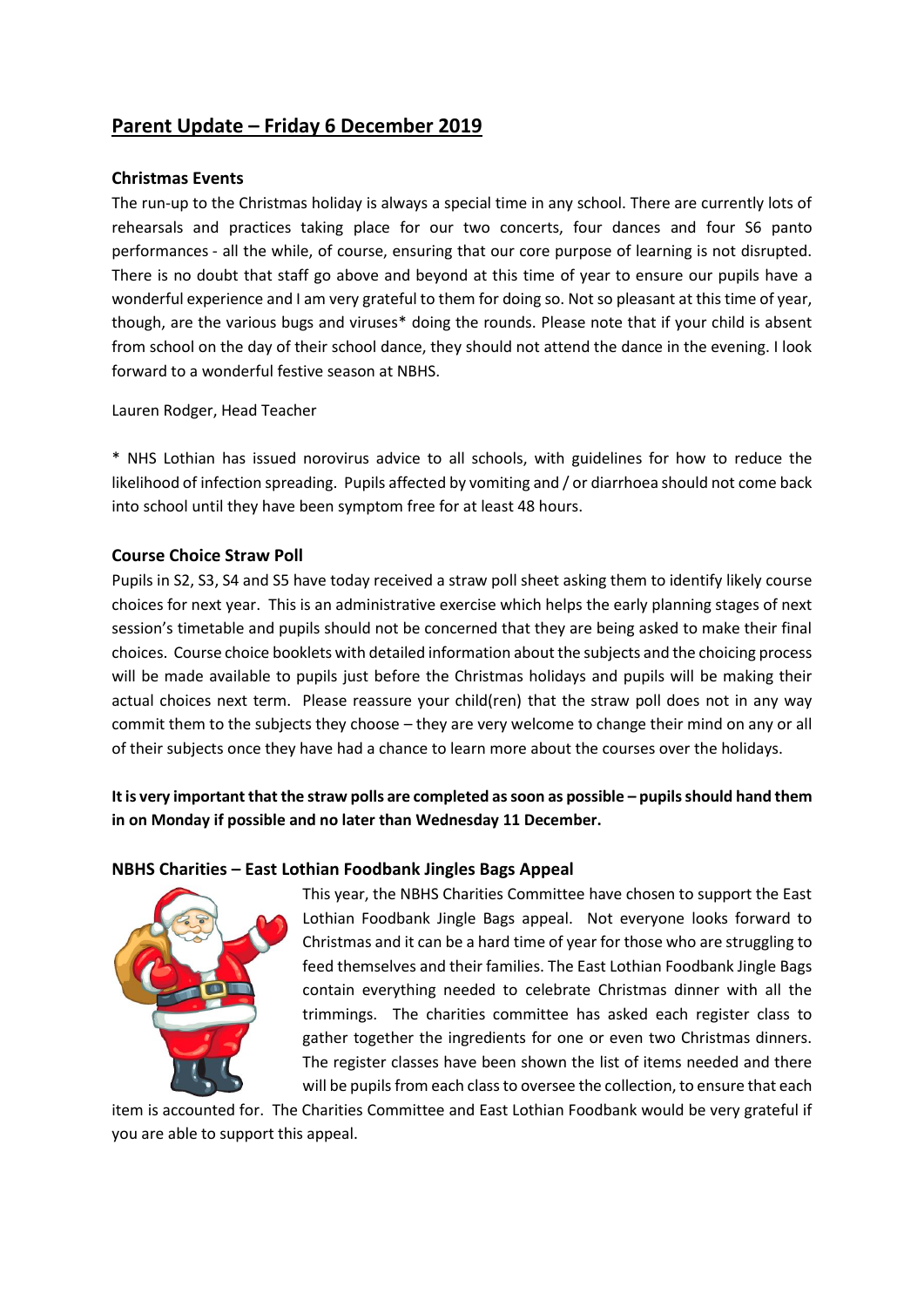# Parent Update – Friday 6 December 2019

## Christmas Events

The run-up to the Christmas holiday is always a special time in any school. There are currently lots of rehearsals and practices taking place for our two concerts, four dances and four S6 panto performances - all the while, of course, ensuring that our core purpose of learning is not disrupted. There is no doubt that staff go above and beyond at this time of year to ensure our pupils have a wonderful experience and I am very grateful to them for doing so. Not so pleasant at this time of year, though, are the various bugs and viruses* doing the rounds. Please note that if your child is absent from school on the day of their school dance, they should not attend the dance in the evening. I look forward to a wonderful festive season at NBHS.

Lauren Rodger, Head Teacher

* NHS Lothian has issued norovirus advice to all schools, with guidelines for how to reduce the likelihood of infection spreading. Pupils affected by vomiting and / or diarrhoea should not come back into school until they have been symptom free for at least 48 hours.

## Course Choice Straw Poll

Pupils in S2, S3, S4 and S5 have today received a straw poll sheet asking them to identify likely course choices for next year. This is an administrative exercise which helps the early planning stages of next session's timetable and pupils should not be concerned that they are being asked to make their final choices. Course choice booklets with detailed information about the subjects and the choicing process will be made available to pupils just before the Christmas holidays and pupils will be making their actual choices next term. Please reassure your child(ren) that the straw poll does not in any way commit them to the subjects they choose – they are very welcome to change their mind on any or all of their subjects once they have had a chance to learn more about the courses over the holidays.

**It is very important that the straw polls are completed as soon as possible – pupils should hand them in on Monday if possible and no later than Wednesday 11 December.**

## NBHS Charities – East Lothian Foodbank Jingles Bags Appeal

This year, the NBHS Charities Committee have chosen to support the East Lothian Foodbank Jingle Bags appeal. Not everyone looks forward to Christmas and it can be a hard time of year for those who are struggling to feed themselves and their families. The East Lothian Foodbank Jingle Bags contain everything needed to celebrate Christmas dinner with all the trimmings. The charities committee has asked each register class to gather together the ingredients for one or even two Christmas dinners. The register classes have been shown the list of items needed and there will be pupils from each class to oversee the collection, to ensure that each item is accounted for. The Charities Committee and East Lothian Foodbank would be very grateful if you are able to support this appeal.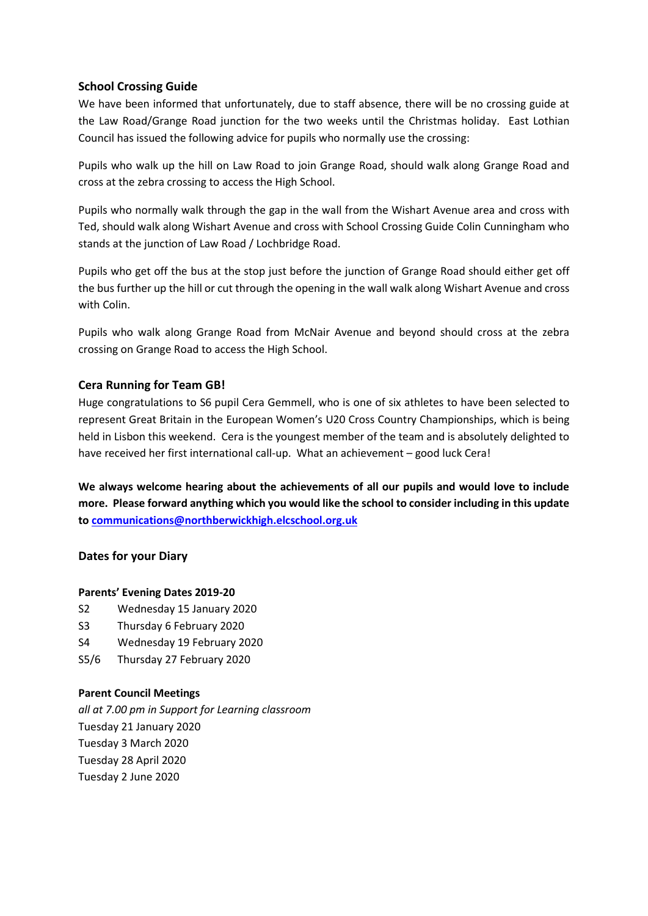### School Crossing Guide

We have been informed that unfortunately, due to staff absence, there will be no crossing guide at the Law Road/Grange Road junction for the two weeks until the Christmas holiday. East Lothian Council has issued the following advice for pupils who normally use the crossing:

Pupils who walk up the hill on Law Road to join Grange Road, should walk along Grange Road and cross at the zebra crossing to access the High School.

Pupils who normally walk through the gap in the wall from the Wishart Avenue area and cross with Ted, should walk along Wishart Avenue and cross with School Crossing Guide Colin Cunningham who stands at the junction of Law Road / Lochbridge Road.

Pupils who get off the bus at the stop just before the junction of Grange Road should either get off the bus further up the hill or cut through the opening in the wall walk along Wishart Avenue and cross with Colin.

Pupils who walk along Grange Road from McNair Avenue and beyond should cross at the zebra crossing on Grange Road to access the High School.

### Cera Running for Team GB!

Huge congratulations to S6 pupil Cera Gemmell, who is one of six athletes to have been selected to represent Great Britain in the European Women's U20 Cross Country Championships, which is being held in Lisbon this weekend. Cera is the youngest member of the team and is absolutely delighted to have received her first international call-up. What an achievement – good luck Cera!

**We always welcome hearing about the achievements of all our pupils and would love to include more. Please forward anything which you would like the school to consider including in this update to [communications@northberwickhigh.elcschool.org.uk](mailto:communications@northberwickhigh.elcschool.org.uk)**

### Dates for your Diary

**Parents' Evening Dates 2019-20**

S2 Wednesday 15 January 2020
S3 Thursday 6 February 2020
S4 Wednesday 19 February 2020
S5/6 Thursday 27 February 2020

**Parent Council Meetings**

*all at 7.00 pm in Support for Learning classroom*

Tuesday 21 January 2020
Tuesday 3 March 2020
Tuesday 28 April 2020
Tuesday 2 June 2020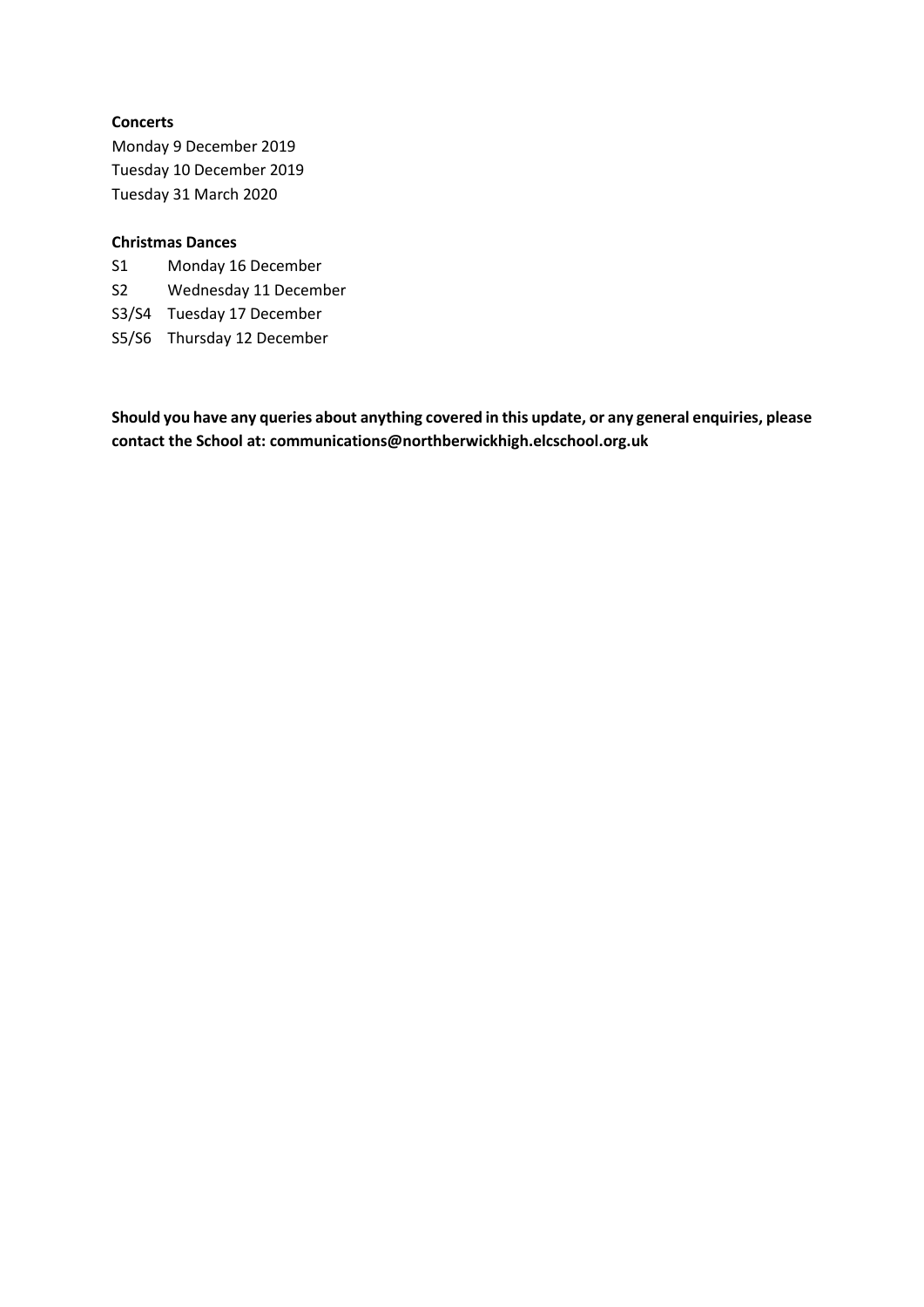**Concerts**

Monday 9 December 2019
Tuesday 10 December 2019
Tuesday 31 March 2020

**Christmas Dances**

| | |
|---|---|
| S1 | Monday 16 December |
| S2 | Wednesday 11 December |
| S3/S4 | Tuesday 17 December |
| S5/S6 | Thursday 12 December |

**Should you have any queries about anything covered in this update, or any general enquiries, please contact the School at: communications@northberwickhigh.elcschool.org.uk**